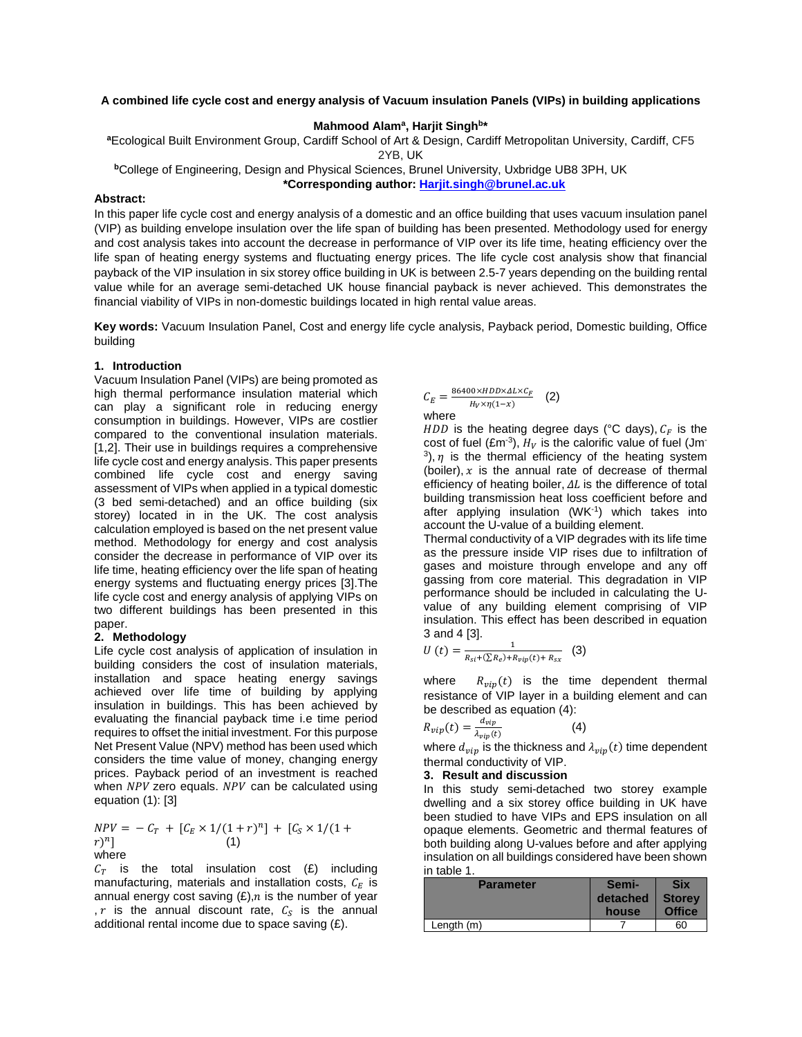# A combined life cycle cost and energy analysis of Vacuum insulation Panels (VIPs) in building applications

**Mahmood Alam[a], Harjit Singh[b]***

[a]Ecological Built Environment Group, Cardiff School of Art & Design, Cardiff Metropolitan University, Cardiff, CF5 2YB, UK

[b]College of Engineering, Design and Physical Sciences, Brunel University, Uxbridge UB8 3PH, UK

***Corresponding author: Harjit.singh@brunel.ac.uk**

**Abstract:**

In this paper life cycle cost and energy analysis of a domestic and an office building that uses vacuum insulation panel (VIP) as building envelope insulation over the life span of building has been presented. Methodology used for energy and cost analysis takes into account the decrease in performance of VIP over its life time, heating efficiency over the life span of heating energy systems and fluctuating energy prices. The life cycle cost analysis show that financial payback of the VIP insulation in six storey office building in UK is between 2.5-7 years depending on the building rental value while for an average semi-detached UK house financial payback is never achieved. This demonstrates the financial viability of VIPs in non-domestic buildings located in high rental value areas.

**Key words:** Vacuum Insulation Panel, Cost and energy life cycle analysis, Payback period, Domestic building, Office building

## 1. Introduction

Vacuum Insulation Panel (VIPs) are being promoted as high thermal performance insulation material which can play a significant role in reducing energy consumption in buildings. However, VIPs are costlier compared to the conventional insulation materials. [1,2]. Their use in buildings requires a comprehensive life cycle cost and energy analysis. This paper presents combined life cycle cost and energy saving assessment of VIPs when applied in a typical domestic (3 bed semi-detached) and an office building (six storey) located in in the UK. The cost analysis calculation employed is based on the net present value method. Methodology for energy and cost analysis consider the decrease in performance of VIP over its life time, heating efficiency over the life span of heating energy systems and fluctuating energy prices [3].The life cycle cost and energy analysis of applying VIPs on two different buildings has been presented in this paper.

## 2. Methodology

Life cycle cost analysis of application of insulation in building considers the cost of insulation materials, installation and space heating energy savings achieved over life time of building by applying insulation in buildings. This has been achieved by evaluating the financial payback time i.e time period requires to offset the initial investment. For this purpose Net Present Value (NPV) method has been used which considers the time value of money, changing energy prices. Payback period of an investment is reached when $NPV$ zero equals. $NPV$ can be calculated using equation (1): [3]

$$NPV = -C_T + [C_E \times 1/(1+r)^n] + [C_S \times 1/(1+r)^n] \quad (1)$$

where

$C_T$ is the total insulation cost (£) including manufacturing, materials and installation costs, $C_E$ is annual energy cost saving (£),$n$ is the number of year ,$r$ is the annual discount rate, $C_S$ is the annual additional rental income due to space saving (£).

$$C_E = \frac{86400 \times HDD \times \Delta L \times C_F}{H_V \times \eta(1-x)} \quad (2)$$

where

$HDD$ is the heating degree days (°C days), $C_F$ is the cost of fuel (£m$^{-3}$), $H_V$ is the calorific value of fuel (Jm$^{-3}$), $\eta$ is the thermal efficiency of the heating system (boiler), $x$ is the annual rate of decrease of thermal efficiency of heating boiler, $\Delta L$ is the difference of total building transmission heat loss coefficient before and after applying insulation (WK$^{-1}$) which takes into account the U-value of a building element.

Thermal conductivity of a VIP degrades with its life time as the pressure inside VIP rises due to infiltration of gases and moisture through envelope and any off gassing from core material. This degradation in VIP performance should be included in calculating the U-value of any building element comprising of VIP insulation. This effect has been described in equation 3 and 4 [3].

$$U(t) = \frac{1}{R_{si} + (\sum R_e) + R_{vip}(t) + R_{sx}} \quad (3)$$

where $R_{vip}(t)$ is the time dependent thermal resistance of VIP layer in a building element and can be described as equation (4):

$$R_{vip}(t) = \frac{d_{vip}}{\lambda_{vip}(t)} \quad (4)$$

where $d_{vip}$ is the thickness and $\lambda_{vip}(t)$ time dependent thermal conductivity of VIP.

## 3. Result and discussion

In this study semi-detached two storey example dwelling and a six storey office building in UK have been studied to have VIPs and EPS insulation on all opaque elements. Geometric and thermal features of both building along U-values before and after applying insulation on all buildings considered have been shown in table 1.

| Parameter | Semi-detached house | Six Storey Office |
|---|---|---|
| Length (m) | 7 | 60 |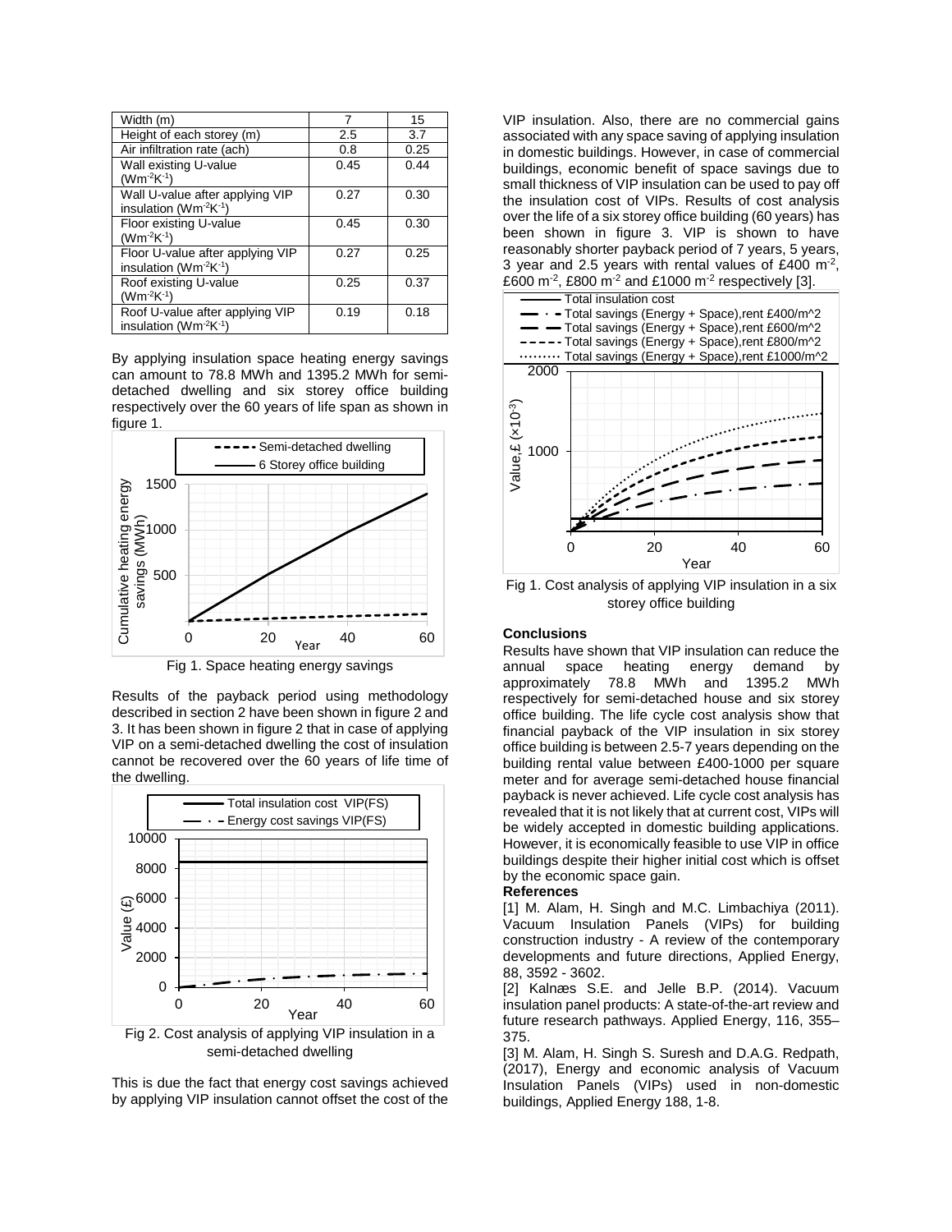| | | |
|---|---|---|
| Width (m) | 7 | 15 |
| Height of each storey (m) | 2.5 | 3.7 |
| Air infiltration rate (ach) | 0.8 | 0.25 |
| Wall existing U-value ($Wm^{-2}K^{-1}$) | 0.45 | 0.44 |
| Wall U-value after applying VIP insulation ($Wm^{-2}K^{-1}$) | 0.27 | 0.30 |
| Floor existing U-value ($Wm^{-2}K^{-1}$) | 0.45 | 0.30 |
| Floor U-value after applying VIP insulation ($Wm^{-2}K^{-1}$) | 0.27 | 0.25 |
| Roof existing U-value ($Wm^{-2}K^{-1}$) | 0.25 | 0.37 |
| Roof U-value after applying VIP insulation ($Wm^{-2}K^{-1}$) | 0.19 | 0.18 |

By applying insulation space heating energy savings can amount to 78.8 MWh and 1395.2 MWh for semi-detached dwelling and six storey office building respectively over the 60 years of life span as shown in figure 1.

Semi-detached dwelling
6 Storey office building
Cumulative heating energy savings (MWh)
1500
1000
500
0
20
40
60
Year

Fig 1. Space heating energy savings

Results of the payback period using methodology described in section 2 have been shown in figure 2 and 3. It has been shown in figure 2 that in case of applying VIP on a semi-detached dwelling the cost of insulation cannot be recovered over the 60 years of life time of the dwelling.

Total insulation cost VIP(FS)
Energy cost savings VIP(FS)
Value (£)
10000
8000
6000
4000
2000
0
0
20
40
60
Year

Fig 2. Cost analysis of applying VIP insulation in a semi-detached dwelling

This is due the fact that energy cost savings achieved by applying VIP insulation cannot offset the cost of the VIP insulation. Also, there are no commercial gains associated with any space saving of applying insulation in domestic buildings. However, in case of commercial buildings, economic benefit of space savings due to small thickness of VIP insulation can be used to pay off the insulation cost of VIPs. Results of cost analysis over the life of a six storey office building (60 years) has been shown in figure 3. VIP is shown to have reasonably shorter payback period of 7 years, 5 years, 3 year and 2.5 years with rental values of £400 $m^{-2}$, £600 $m^{-2}$, £800 $m^{-2}$ and £1000 $m^{-2}$ respectively [3].

Total insulation cost
Total savings (Energy + Space),rent £400/m^2
Total savings (Energy + Space),rent £600/m^2
Total savings (Energy + Space),rent £800/m^2
Total savings (Energy + Space),rent £1000/m^2
Value,£ ($\times10^{-3}$)
2000
1000
0
20
40
60
Year

Fig 1. Cost analysis of applying VIP insulation in a six storey office building

**Conclusions**

Results have shown that VIP insulation can reduce the annual space heating energy demand by approximately 78.8 MWh and 1395.2 MWh respectively for semi-detached house and six storey office building. The life cycle cost analysis show that financial payback of the VIP insulation in six storey office building is between 2.5-7 years depending on the building rental value between £400-1000 per square meter and for average semi-detached house financial payback is never achieved. Life cycle cost analysis has revealed that it is not likely that at current cost, VIPs will be widely accepted in domestic building applications. However, it is economically feasible to use VIP in office buildings despite their higher initial cost which is offset by the economic space gain.

**References**

[1] M. Alam, H. Singh and M.C. Limbachiya (2011). Vacuum Insulation Panels (VIPs) for building construction industry - A review of the contemporary developments and future directions, Applied Energy, 88, 3592 - 3602.

[2] Kalnæs S.E. and Jelle B.P. (2014). Vacuum insulation panel products: A state-of-the-art review and future research pathways. Applied Energy, 116, 355–375.

[3] M. Alam, H. Singh S. Suresh and D.A.G. Redpath, (2017), Energy and economic analysis of Vacuum Insulation Panels (VIPs) used in non-domestic buildings, Applied Energy 188, 1-8.